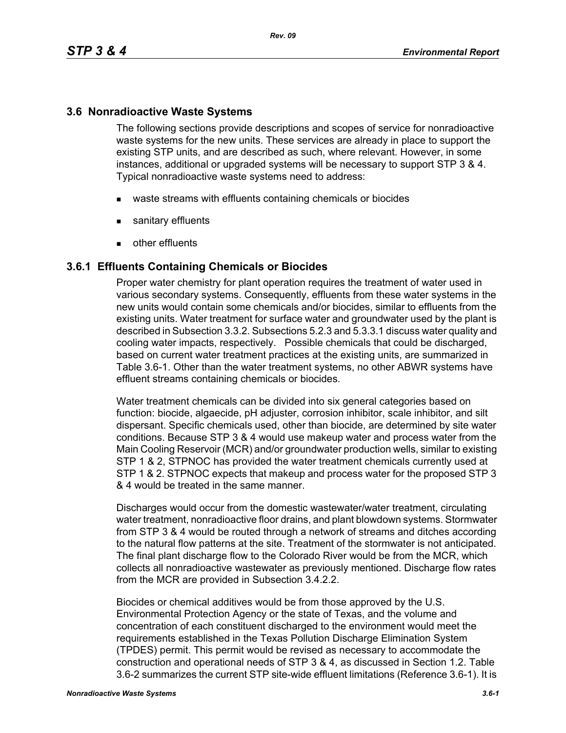## 3.6 Nonradioactive Waste Systems

The following sections provide descriptions and scopes of service for nonradioactive waste systems for the new units. These services are already in place to support the existing STP units, and are described as such, where relevant. However, in some instances, additional or upgraded systems will be necessary to support STP 3 & 4. Typical nonradioactive waste systems need to address:

- waste streams with effluents containing chemicals or biocides
- sanitary effluents
- other effluents

### 3.6.1 Effluents Containing Chemicals or Biocides

Proper water chemistry for plant operation requires the treatment of water used in various secondary systems. Consequently, effluents from these water systems in the new units would contain some chemicals and/or biocides, similar to effluents from the existing units. Water treatment for surface water and groundwater used by the plant is described in Subsection 3.3.2. Subsections 5.2.3 and 5.3.3.1 discuss water quality and cooling water impacts, respectively. Possible chemicals that could be discharged, based on current water treatment practices at the existing units, are summarized in Table 3.6-1. Other than the water treatment systems, no other ABWR systems have effluent streams containing chemicals or biocides.

Water treatment chemicals can be divided into six general categories based on function: biocide, algaecide, pH adjuster, corrosion inhibitor, scale inhibitor, and silt dispersant. Specific chemicals used, other than biocide, are determined by site water conditions. Because STP 3 & 4 would use makeup water and process water from the Main Cooling Reservoir (MCR) and/or groundwater production wells, similar to existing STP 1 & 2, STPNOC has provided the water treatment chemicals currently used at STP 1 & 2. STPNOC expects that makeup and process water for the proposed STP 3 & 4 would be treated in the same manner.

Discharges would occur from the domestic wastewater/water treatment, circulating water treatment, nonradioactive floor drains, and plant blowdown systems. Stormwater from STP 3 & 4 would be routed through a network of streams and ditches according to the natural flow patterns at the site. Treatment of the stormwater is not anticipated. The final plant discharge flow to the Colorado River would be from the MCR, which collects all nonradioactive wastewater as previously mentioned. Discharge flow rates from the MCR are provided in Subsection 3.4.2.2.

Biocides or chemical additives would be from those approved by the U.S. Environmental Protection Agency or the state of Texas, and the volume and concentration of each constituent discharged to the environment would meet the requirements established in the Texas Pollution Discharge Elimination System (TPDES) permit. This permit would be revised as necessary to accommodate the construction and operational needs of STP 3 & 4, as discussed in Section 1.2. Table 3.6-2 summarizes the current STP site-wide effluent limitations (Reference 3.6-1). It is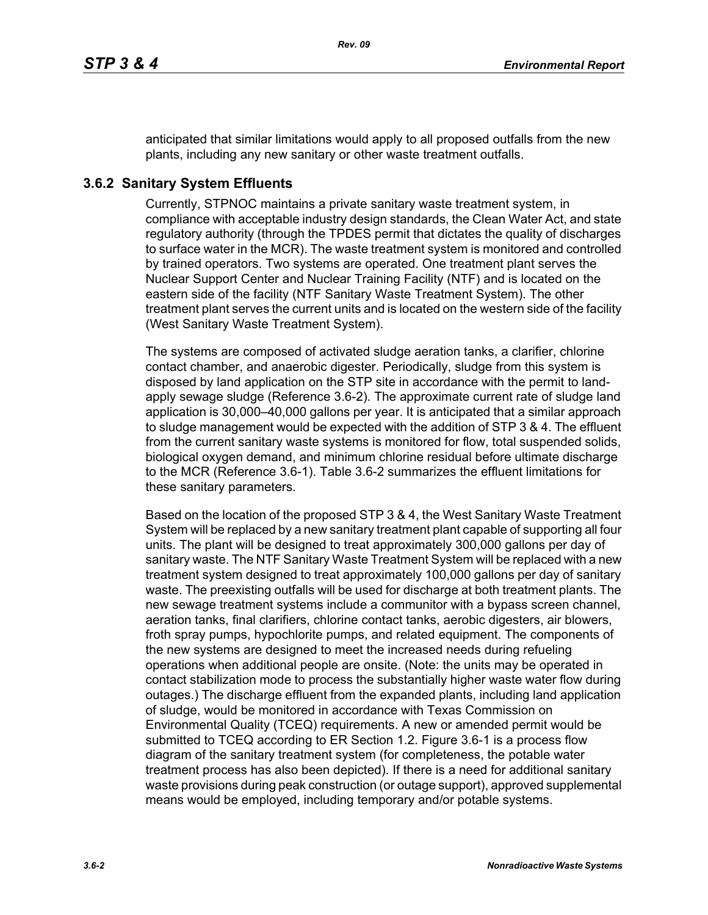anticipated that similar limitations would apply to all proposed outfalls from the new plants, including any new sanitary or other waste treatment outfalls.

### 3.6.2 Sanitary System Effluents

Currently, STPNOC maintains a private sanitary waste treatment system, in compliance with acceptable industry design standards, the Clean Water Act, and state regulatory authority (through the TPDES permit that dictates the quality of discharges to surface water in the MCR). The waste treatment system is monitored and controlled by trained operators. Two systems are operated. One treatment plant serves the Nuclear Support Center and Nuclear Training Facility (NTF) and is located on the eastern side of the facility (NTF Sanitary Waste Treatment System). The other treatment plant serves the current units and is located on the western side of the facility (West Sanitary Waste Treatment System).

The systems are composed of activated sludge aeration tanks, a clarifier, chlorine contact chamber, and anaerobic digester. Periodically, sludge from this system is disposed by land application on the STP site in accordance with the permit to land-apply sewage sludge (Reference 3.6-2). The approximate current rate of sludge land application is 30,000–40,000 gallons per year. It is anticipated that a similar approach to sludge management would be expected with the addition of STP 3 & 4. The effluent from the current sanitary waste systems is monitored for flow, total suspended solids, biological oxygen demand, and minimum chlorine residual before ultimate discharge to the MCR (Reference 3.6-1). Table 3.6-2 summarizes the effluent limitations for these sanitary parameters.

Based on the location of the proposed STP 3 & 4, the West Sanitary Waste Treatment System will be replaced by a new sanitary treatment plant capable of supporting all four units. The plant will be designed to treat approximately 300,000 gallons per day of sanitary waste. The NTF Sanitary Waste Treatment System will be replaced with a new treatment system designed to treat approximately 100,000 gallons per day of sanitary waste. The preexisting outfalls will be used for discharge at both treatment plants. The new sewage treatment systems include a communitor with a bypass screen channel, aeration tanks, final clarifiers, chlorine contact tanks, aerobic digesters, air blowers, froth spray pumps, hypochlorite pumps, and related equipment. The components of the new systems are designed to meet the increased needs during refueling operations when additional people are onsite. (Note: the units may be operated in contact stabilization mode to process the substantially higher waste water flow during outages.) The discharge effluent from the expanded plants, including land application of sludge, would be monitored in accordance with Texas Commission on Environmental Quality (TCEQ) requirements. A new or amended permit would be submitted to TCEQ according to ER Section 1.2. Figure 3.6-1 is a process flow diagram of the sanitary treatment system (for completeness, the potable water treatment process has also been depicted). If there is a need for additional sanitary waste provisions during peak construction (or outage support), approved supplemental means would be employed, including temporary and/or potable systems.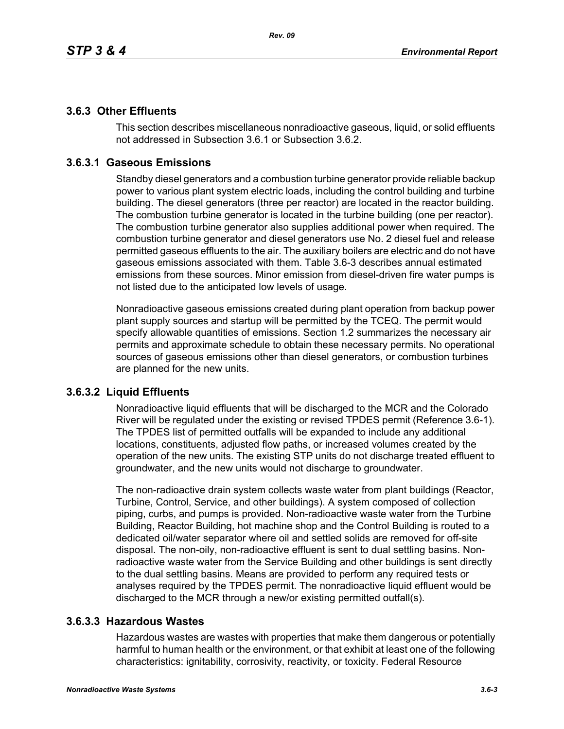### 3.6.3 Other Effluents

This section describes miscellaneous nonradioactive gaseous, liquid, or solid effluents not addressed in Subsection 3.6.1 or Subsection 3.6.2.

### 3.6.3.1 Gaseous Emissions

Standby diesel generators and a combustion turbine generator provide reliable backup power to various plant system electric loads, including the control building and turbine building. The diesel generators (three per reactor) are located in the reactor building. The combustion turbine generator is located in the turbine building (one per reactor). The combustion turbine generator also supplies additional power when required. The combustion turbine generator and diesel generators use No. 2 diesel fuel and release permitted gaseous effluents to the air. The auxiliary boilers are electric and do not have gaseous emissions associated with them. Table 3.6-3 describes annual estimated emissions from these sources. Minor emission from diesel-driven fire water pumps is not listed due to the anticipated low levels of usage.

Nonradioactive gaseous emissions created during plant operation from backup power plant supply sources and startup will be permitted by the TCEQ. The permit would specify allowable quantities of emissions. Section 1.2 summarizes the necessary air permits and approximate schedule to obtain these necessary permits. No operational sources of gaseous emissions other than diesel generators, or combustion turbines are planned for the new units.

### 3.6.3.2 Liquid Effluents

Nonradioactive liquid effluents that will be discharged to the MCR and the Colorado River will be regulated under the existing or revised TPDES permit (Reference 3.6-1). The TPDES list of permitted outfalls will be expanded to include any additional locations, constituents, adjusted flow paths, or increased volumes created by the operation of the new units. The existing STP units do not discharge treated effluent to groundwater, and the new units would not discharge to groundwater.

The non-radioactive drain system collects waste water from plant buildings (Reactor, Turbine, Control, Service, and other buildings). A system composed of collection piping, curbs, and pumps is provided. Non-radioactive waste water from the Turbine Building, Reactor Building, hot machine shop and the Control Building is routed to a dedicated oil/water separator where oil and settled solids are removed for off-site disposal. The non-oily, non-radioactive effluent is sent to dual settling basins. Non-radioactive waste water from the Service Building and other buildings is sent directly to the dual settling basins. Means are provided to perform any required tests or analyses required by the TPDES permit. The nonradioactive liquid effluent would be discharged to the MCR through a new/or existing permitted outfall(s).

### 3.6.3.3 Hazardous Wastes

Hazardous wastes are wastes with properties that make them dangerous or potentially harmful to human health or the environment, or that exhibit at least one of the following characteristics: ignitability, corrosivity, reactivity, or toxicity. Federal Resource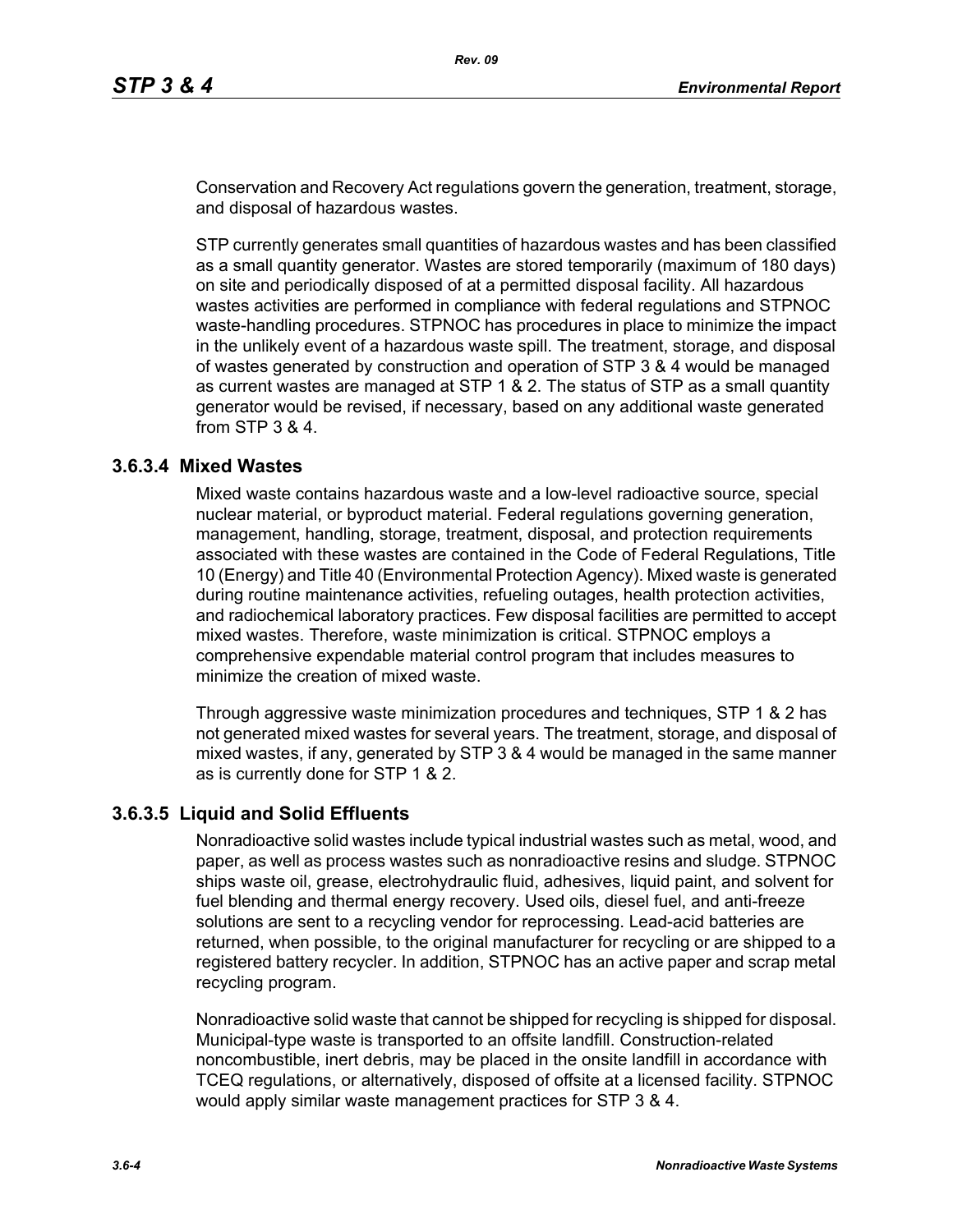Conservation and Recovery Act regulations govern the generation, treatment, storage, and disposal of hazardous wastes.

STP currently generates small quantities of hazardous wastes and has been classified as a small quantity generator. Wastes are stored temporarily (maximum of 180 days) on site and periodically disposed of at a permitted disposal facility. All hazardous wastes activities are performed in compliance with federal regulations and STPNOC waste-handling procedures. STPNOC has procedures in place to minimize the impact in the unlikely event of a hazardous waste spill. The treatment, storage, and disposal of wastes generated by construction and operation of STP 3 & 4 would be managed as current wastes are managed at STP 1 & 2. The status of STP as a small quantity generator would be revised, if necessary, based on any additional waste generated from STP 3 & 4.

### 3.6.3.4 Mixed Wastes

Mixed waste contains hazardous waste and a low-level radioactive source, special nuclear material, or byproduct material. Federal regulations governing generation, management, handling, storage, treatment, disposal, and protection requirements associated with these wastes are contained in the Code of Federal Regulations, Title 10 (Energy) and Title 40 (Environmental Protection Agency). Mixed waste is generated during routine maintenance activities, refueling outages, health protection activities, and radiochemical laboratory practices. Few disposal facilities are permitted to accept mixed wastes. Therefore, waste minimization is critical. STPNOC employs a comprehensive expendable material control program that includes measures to minimize the creation of mixed waste.

Through aggressive waste minimization procedures and techniques, STP 1 & 2 has not generated mixed wastes for several years. The treatment, storage, and disposal of mixed wastes, if any, generated by STP 3 & 4 would be managed in the same manner as is currently done for STP 1 & 2.

### 3.6.3.5 Liquid and Solid Effluents

Nonradioactive solid wastes include typical industrial wastes such as metal, wood, and paper, as well as process wastes such as nonradioactive resins and sludge. STPNOC ships waste oil, grease, electrohydraulic fluid, adhesives, liquid paint, and solvent for fuel blending and thermal energy recovery. Used oils, diesel fuel, and anti-freeze solutions are sent to a recycling vendor for reprocessing. Lead-acid batteries are returned, when possible, to the original manufacturer for recycling or are shipped to a registered battery recycler. In addition, STPNOC has an active paper and scrap metal recycling program.

Nonradioactive solid waste that cannot be shipped for recycling is shipped for disposal. Municipal-type waste is transported to an offsite landfill. Construction-related noncombustible, inert debris, may be placed in the onsite landfill in accordance with TCEQ regulations, or alternatively, disposed of offsite at a licensed facility. STPNOC would apply similar waste management practices for STP 3 & 4.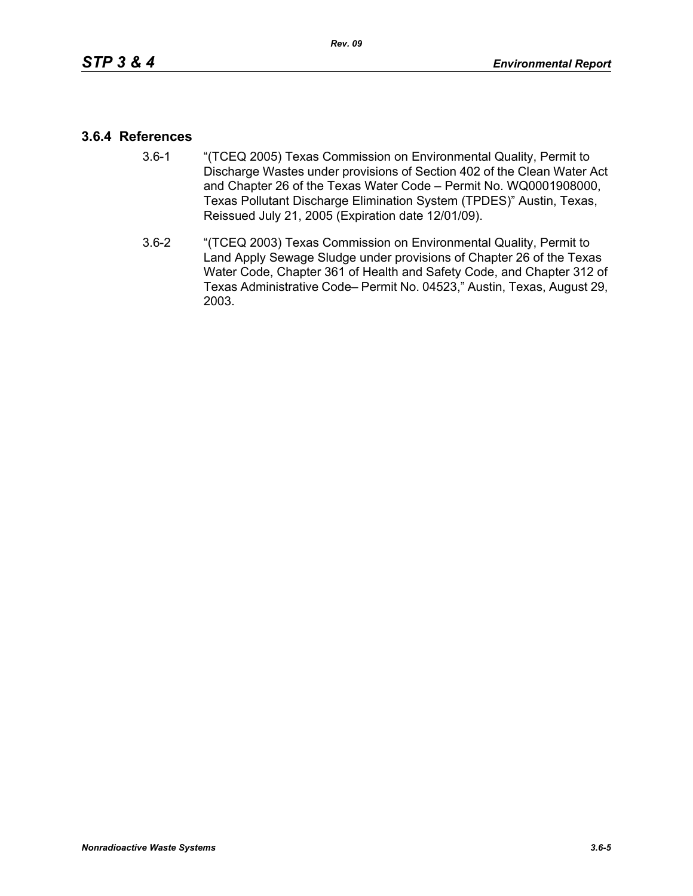### 3.6.4 References

3.6-1 "(TCEQ 2005) Texas Commission on Environmental Quality, Permit to Discharge Wastes under provisions of Section 402 of the Clean Water Act and Chapter 26 of the Texas Water Code – Permit No. WQ0001908000, Texas Pollutant Discharge Elimination System (TPDES)" Austin, Texas, Reissued July 21, 2005 (Expiration date 12/01/09).

3.6-2 "(TCEQ 2003) Texas Commission on Environmental Quality, Permit to Land Apply Sewage Sludge under provisions of Chapter 26 of the Texas Water Code, Chapter 361 of Health and Safety Code, and Chapter 312 of Texas Administrative Code– Permit No. 04523," Austin, Texas, August 29, 2003.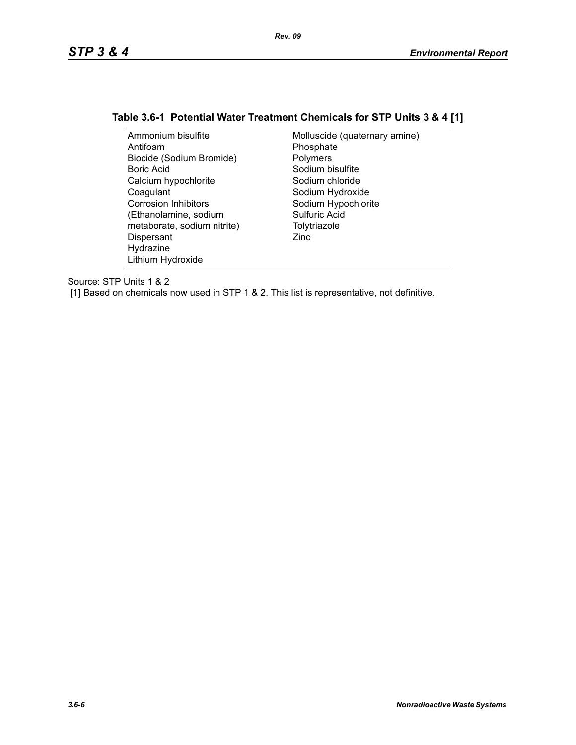### Table 3.6-1 Potential Water Treatment Chemicals for STP Units 3 & 4 [1]

| | |
|---|---|
| Ammonium bisulfite | Molluscide (quaternary amine) |
| Antifoam | Phosphate |
| Biocide (Sodium Bromide) | Polymers |
| Boric Acid | Sodium bisulfite |
| Calcium hypochlorite | Sodium chloride |
| Coagulant | Sodium Hydroxide |
| Corrosion Inhibitors (Ethanolamine, sodium metaborate, sodium nitrite) | Sodium Hypochlorite |
| Dispersant | Sulfuric Acid |
| Hydrazine | Tolytriazole |
| Lithium Hydroxide | Zinc |

Source: STP Units 1 & 2

[1] Based on chemicals now used in STP 1 & 2. This list is representative, not definitive.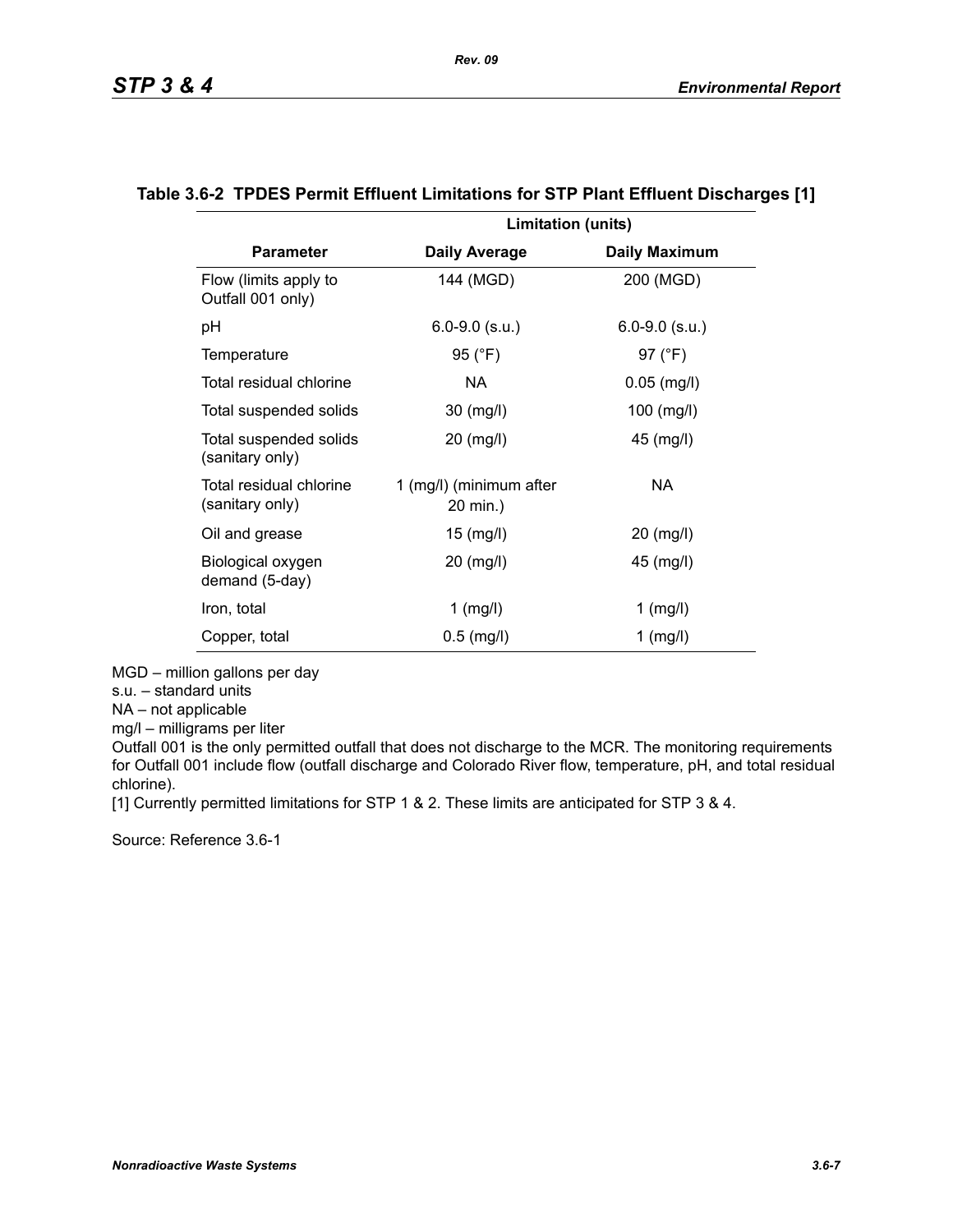**Table 3.6-2 TPDES Permit Effluent Limitations for STP Plant Effluent Discharges [1]**

| | Limitation (units) | |
|---|---|---|
| **Parameter** | **Daily Average** | **Daily Maximum** |
| Flow (limits apply to Outfall 001 only) | 144 (MGD) | 200 (MGD) |
| pH | 6.0-9.0 (s.u.) | 6.0-9.0 (s.u.) |
| Temperature | 95 (°F) | 97 (°F) |
| Total residual chlorine | NA | 0.05 (mg/l) |
| Total suspended solids | 30 (mg/l) | 100 (mg/l) |
| Total suspended solids (sanitary only) | 20 (mg/l) | 45 (mg/l) |
| Total residual chlorine (sanitary only) | 1 (mg/l) (minimum after 20 min.) | NA |
| Oil and grease | 15 (mg/l) | 20 (mg/l) |
| Biological oxygen demand (5-day) | 20 (mg/l) | 45 (mg/l) |
| Iron, total | 1 (mg/l) | 1 (mg/l) |
| Copper, total | 0.5 (mg/l) | 1 (mg/l) |

MGD – million gallons per day
s.u. – standard units
NA – not applicable
mg/l – milligrams per liter
Outfall 001 is the only permitted outfall that does not discharge to the MCR. The monitoring requirements for Outfall 001 include flow (outfall discharge and Colorado River flow, temperature, pH, and total residual chlorine).
[1] Currently permitted limitations for STP 1 & 2. These limits are anticipated for STP 3 & 4.

Source: Reference 3.6-1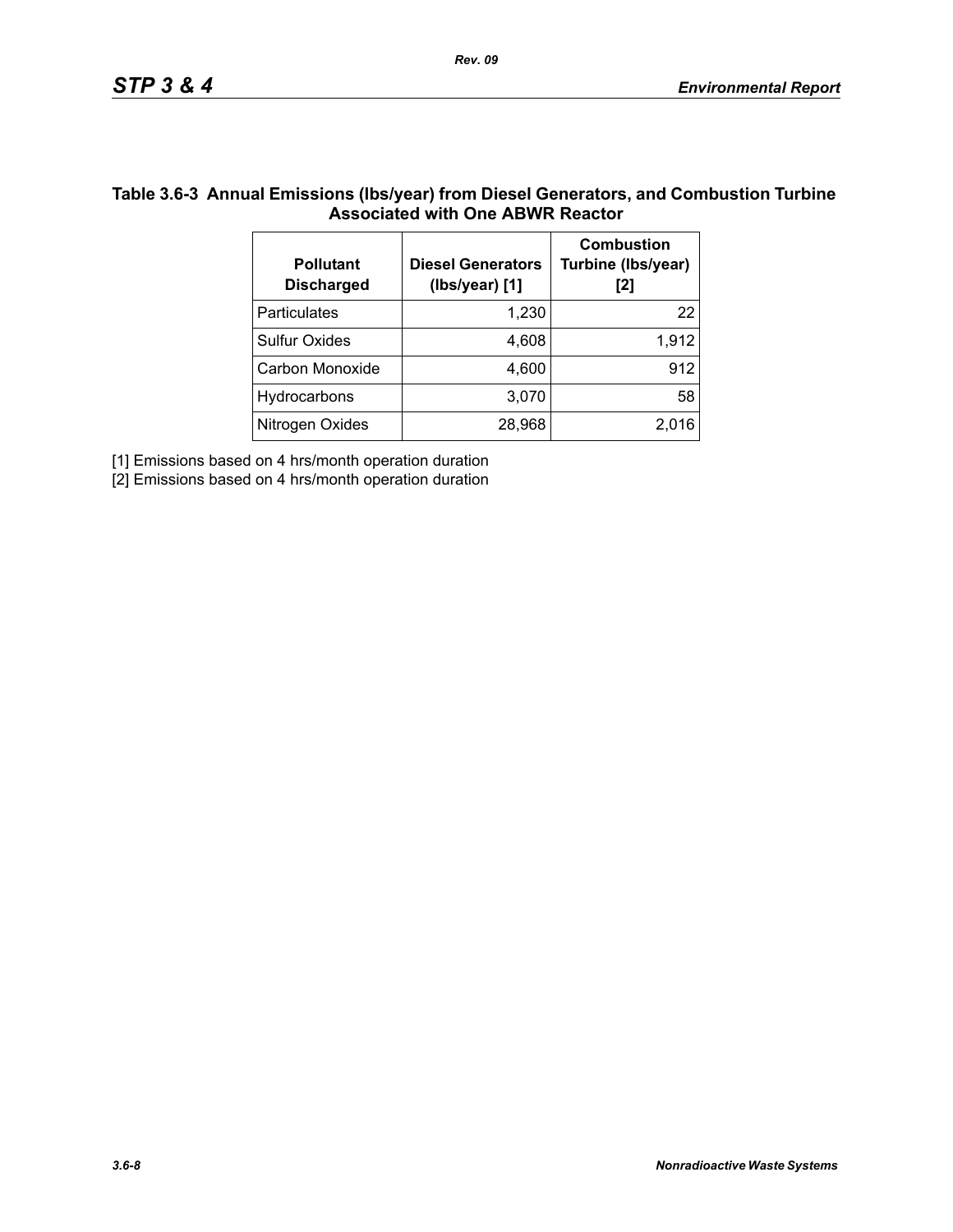**Table 3.6-3 Annual Emissions (lbs/year) from Diesel Generators, and Combustion Turbine Associated with One ABWR Reactor**

| Pollutant Discharged | Diesel Generators (lbs/year) [1] | Combustion Turbine (lbs/year) [2] |
|---|---|---|
| Particulates | 1,230 | 22 |
| Sulfur Oxides | 4,608 | 1,912 |
| Carbon Monoxide | 4,600 | 912 |
| Hydrocarbons | 3,070 | 58 |
| Nitrogen Oxides | 28,968 | 2,016 |

[1] Emissions based on 4 hrs/month operation duration

[2] Emissions based on 4 hrs/month operation duration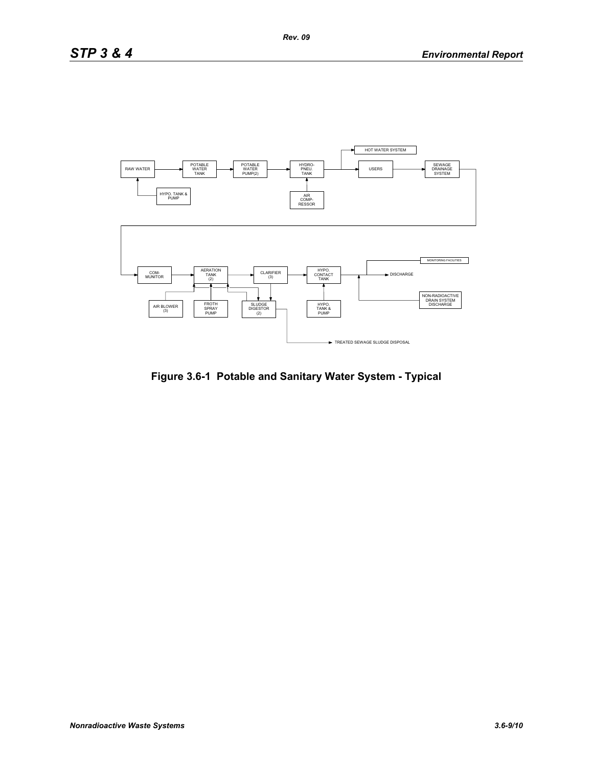RAW WATER

POTABLE WATER TANK

POTABLE WATER PUMP(2)

HYDRO-PNEU. TANK

HOT WATER SYSTEM

USERS

SEWAGE DRAINAGE SYSTEM

HYPO. TANK & PUMP

AIR COMP-RESSOR

COM-MUNITOR

AERATION TANK (2)

CLARIFIER (3)

HYPO. CONTACT TANK

MONITORING FACILITIES

DISCHARGE

AIR BLOWER (3)

FROTH SPRAY PUMP

SLUDGE DIGESTOR (2)

HYPO. TANK & PUMP

NON-RADIOACTIVE DRAIN SYSTEM DISCHARGE

TREATED SEWAGE SLUDGE DISPOSAL

**Figure 3.6-1 Potable and Sanitary Water System - Typical**